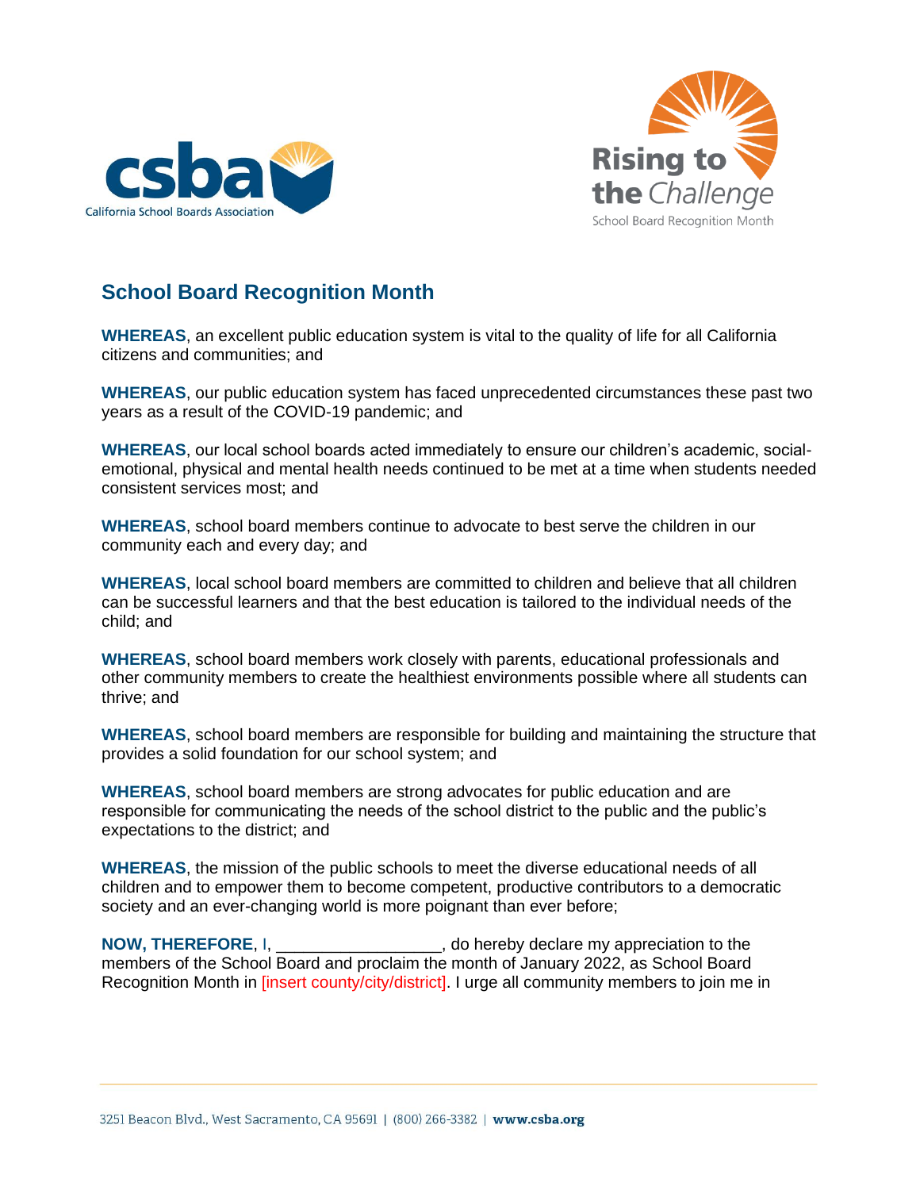## School Board Recognition Month

**WHEREAS**, an excellent public education system is vital to the quality of life for all California citizens and communities; and

**WHEREAS**, our public education system has faced unprecedented circumstances these past two years as a result of the COVID-19 pandemic; and

**WHEREAS**, our local school boards acted immediately to ensure our children's academic, social-emotional, physical and mental health needs continued to be met at a time when students needed consistent services most; and

**WHEREAS**, school board members continue to advocate to best serve the children in our community each and every day; and

**WHEREAS**, local school board members are committed to children and believe that all children can be successful learners and that the best education is tailored to the individual needs of the child; and

**WHEREAS**, school board members work closely with parents, educational professionals and other community members to create the healthiest environments possible where all students can thrive; and

**WHEREAS**, school board members are responsible for building and maintaining the structure that provides a solid foundation for our school system; and

**WHEREAS**, school board members are strong advocates for public education and are responsible for communicating the needs of the school district to the public and the public's expectations to the district; and

**WHEREAS**, the mission of the public schools to meet the diverse educational needs of all children and to empower them to become competent, productive contributors to a democratic society and an ever-changing world is more poignant than ever before;

**NOW, THEREFORE**, I, _________________, do hereby declare my appreciation to the members of the School Board and proclaim the month of January 2022, as School Board Recognition Month in [insert county/city/district]. I urge all community members to join me in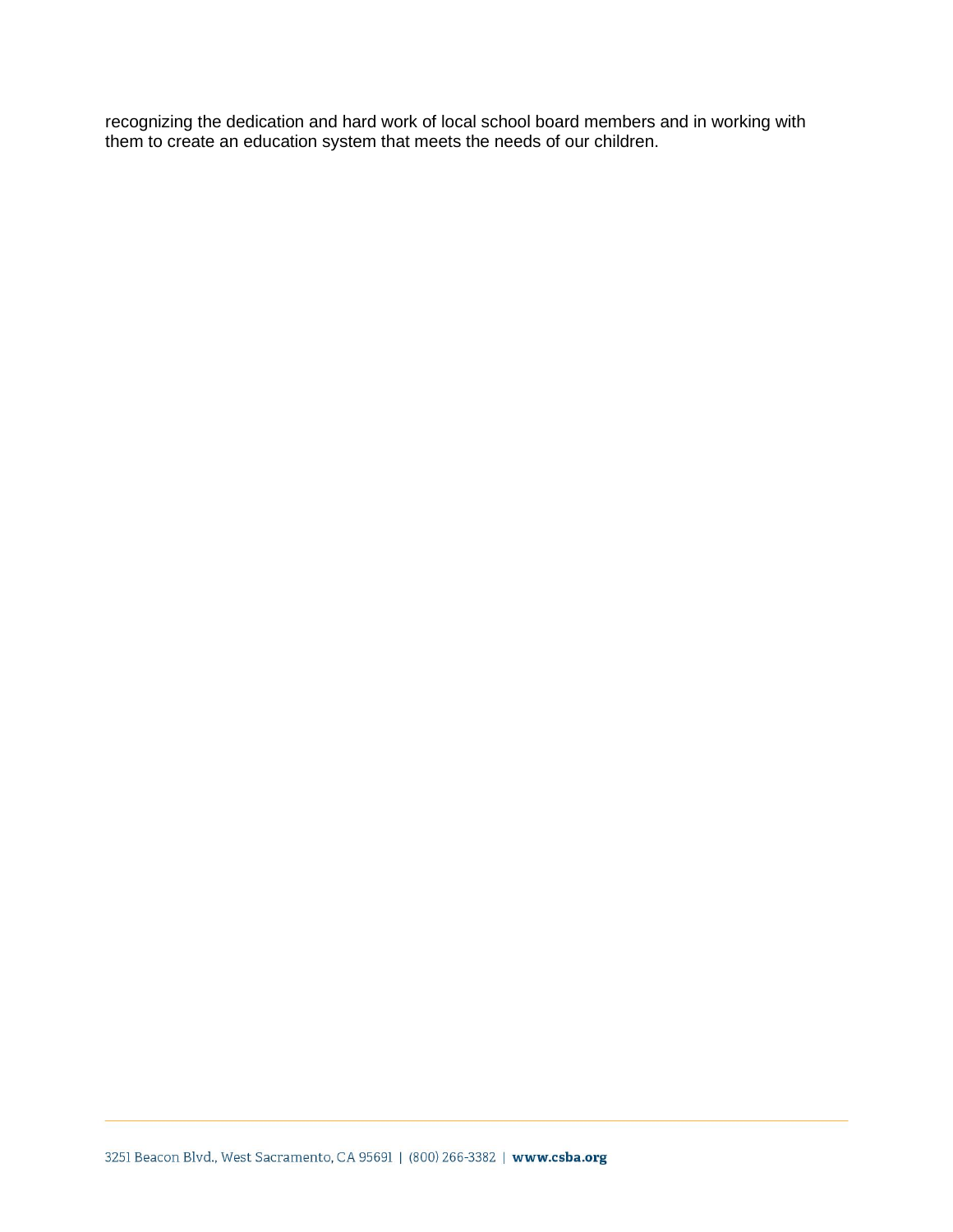recognizing the dedication and hard work of local school board members and in working with them to create an education system that meets the needs of our children.